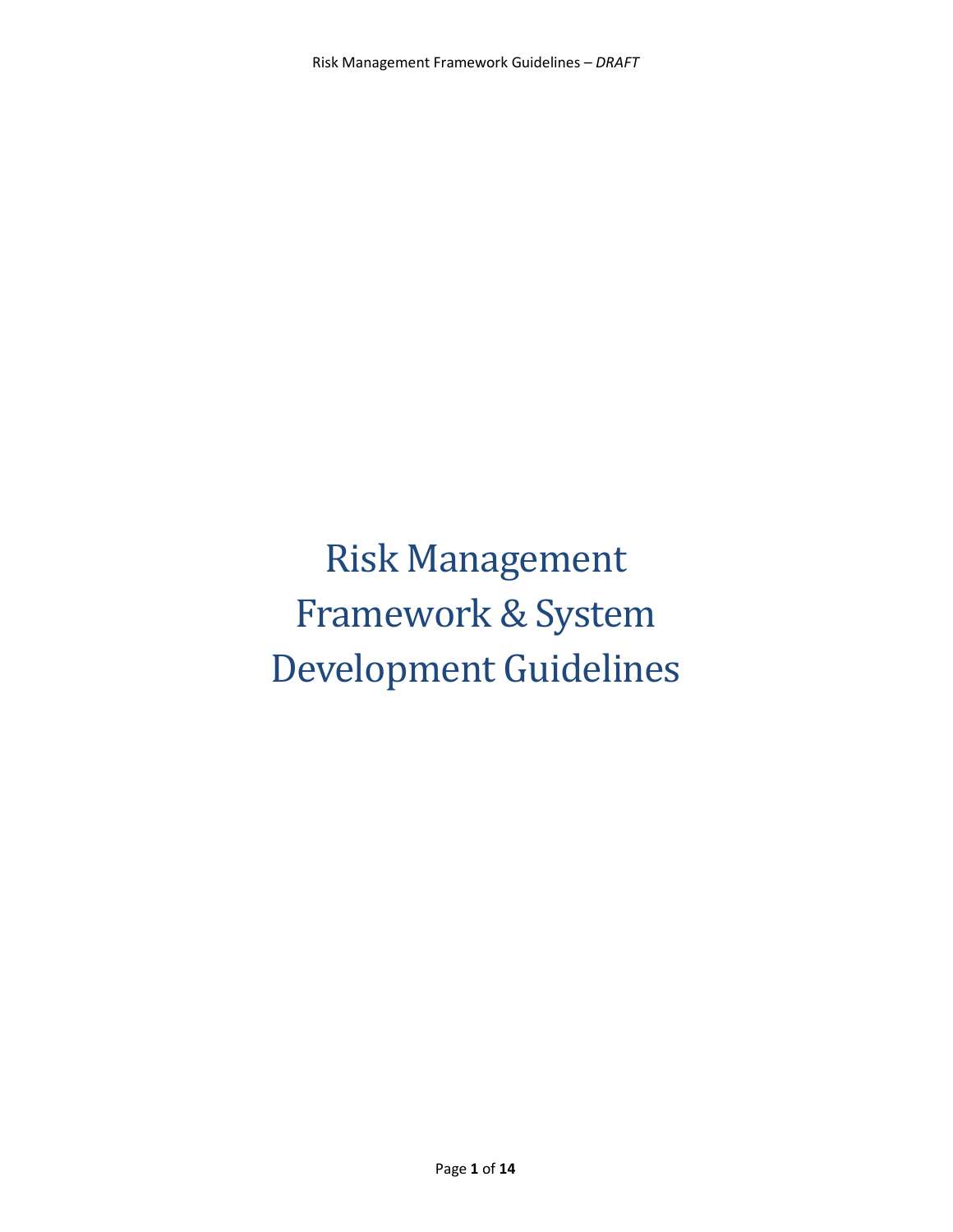# Risk Management Framework & System Development Guidelines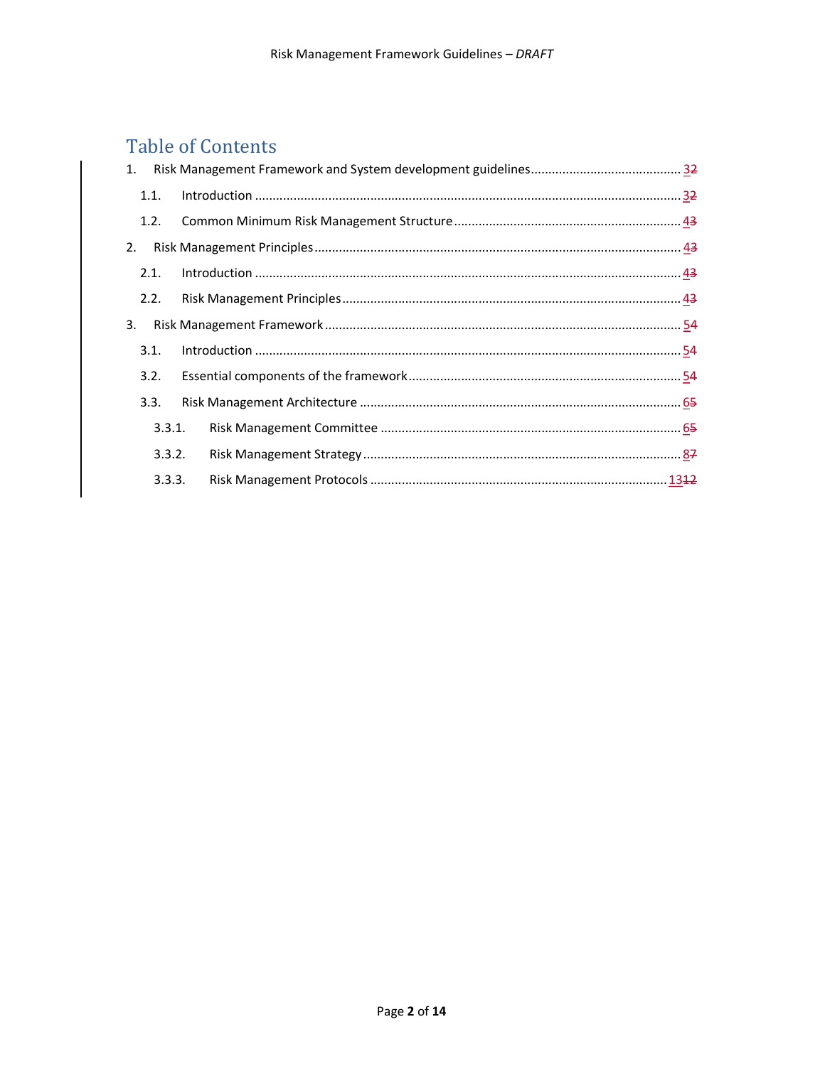# Table of Contents

1. Risk Management Framework and System development guidelines .......... 3~~2~~
   - 1.1. Introduction .......... 3~~2~~
   - 1.2. Common Minimum Risk Management Structure .......... 4~~3~~
2. Risk Management Principles .......... 4~~3~~
   - 2.1. Introduction .......... 4~~3~~
   - 2.2. Risk Management Principles .......... 4~~3~~
3. Risk Management Framework .......... 5~~4~~
   - 3.1. Introduction .......... 5~~4~~
   - 3.2. Essential components of the framework .......... 5~~4~~
   - 3.3. Risk Management Architecture .......... 6~~5~~
     - 3.3.1. Risk Management Committee .......... 6~~5~~
     - 3.3.2. Risk Management Strategy .......... 8~~7~~
     - 3.3.3. Risk Management Protocols .......... 13~~12~~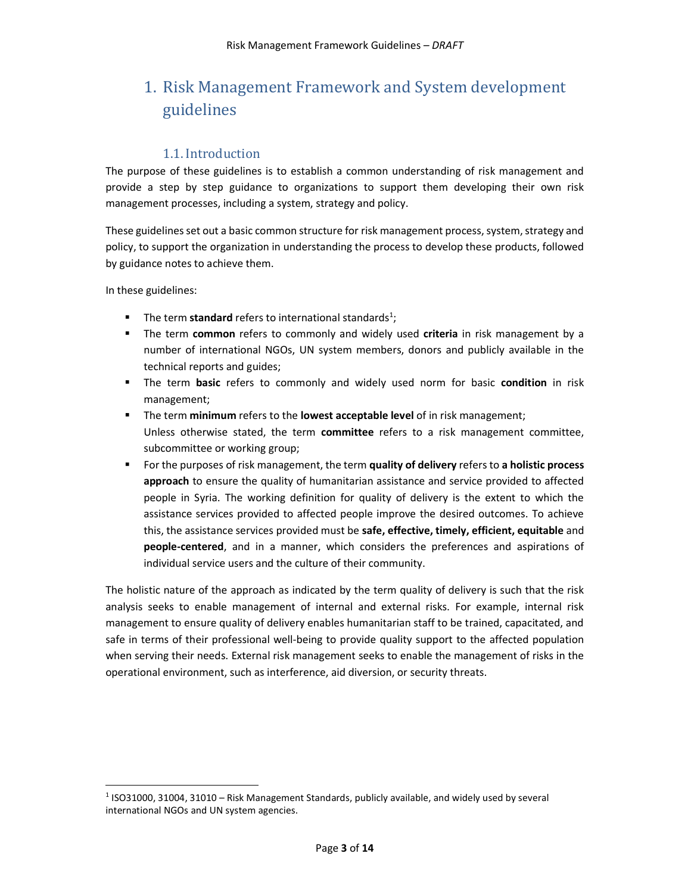# 1. Risk Management Framework and System development guidelines

## 1.1. Introduction

The purpose of these guidelines is to establish a common understanding of risk management and provide a step by step guidance to organizations to support them developing their own risk management processes, including a system, strategy and policy.

These guidelines set out a basic common structure for risk management process, system, strategy and policy, to support the organization in understanding the process to develop these products, followed by guidance notes to achieve them.

In these guidelines:

- The term **standard** refers to international standards[1];
- The term **common** refers to commonly and widely used **criteria** in risk management by a number of international NGOs, UN system members, donors and publicly available in the technical reports and guides;
- The term **basic** refers to commonly and widely used norm for basic **condition** in risk management;
- The term **minimum** refers to the **lowest acceptable level** of in risk management;
  Unless otherwise stated, the term **committee** refers to a risk management committee, subcommittee or working group;
- For the purposes of risk management, the term **quality of delivery** refers to **a holistic process approach** to ensure the quality of humanitarian assistance and service provided to affected people in Syria. The working definition for quality of delivery is the extent to which the assistance services provided to affected people improve the desired outcomes. To achieve this, the assistance services provided must be **safe, effective, timely, efficient, equitable** and **people-centered**, and in a manner, which considers the preferences and aspirations of individual service users and the culture of their community.

The holistic nature of the approach as indicated by the term quality of delivery is such that the risk analysis seeks to enable management of internal and external risks. For example, internal risk management to ensure quality of delivery enables humanitarian staff to be trained, capacitated, and safe in terms of their professional well-being to provide quality support to the affected population when serving their needs. External risk management seeks to enable the management of risks in the operational environment, such as interference, aid diversion, or security threats.

[1] ISO31000, 31004, 31010 – Risk Management Standards, publicly available, and widely used by several international NGOs and UN system agencies.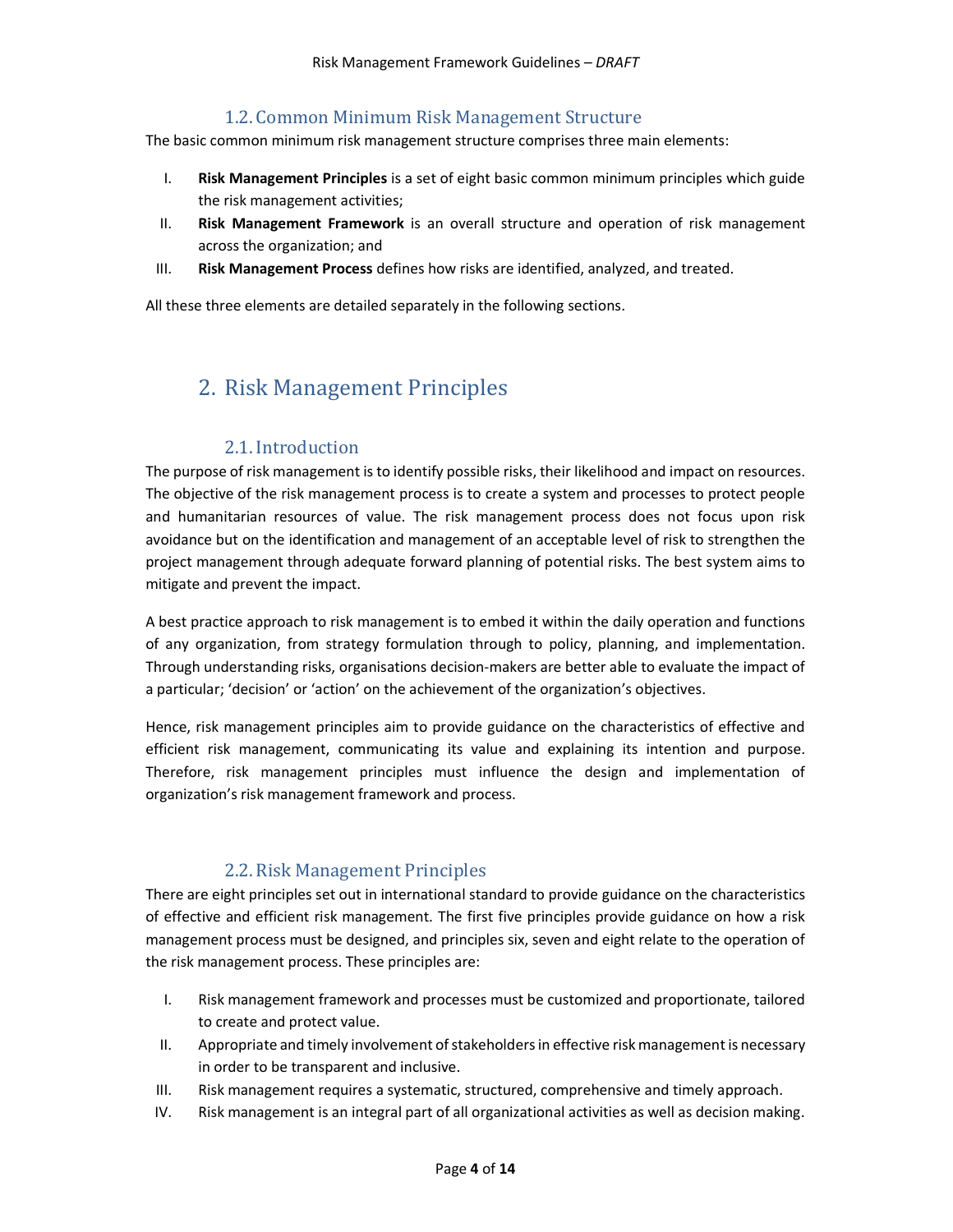### 1.2. Common Minimum Risk Management Structure

The basic common minimum risk management structure comprises three main elements:

I. **Risk Management Principles** is a set of eight basic common minimum principles which guide the risk management activities;
II. **Risk Management Framework** is an overall structure and operation of risk management across the organization; and
III. **Risk Management Process** defines how risks are identified, analyzed, and treated.

All these three elements are detailed separately in the following sections.

## 2. Risk Management Principles

### 2.1. Introduction

The purpose of risk management is to identify possible risks, their likelihood and impact on resources. The objective of the risk management process is to create a system and processes to protect people and humanitarian resources of value. The risk management process does not focus upon risk avoidance but on the identification and management of an acceptable level of risk to strengthen the project management through adequate forward planning of potential risks. The best system aims to mitigate and prevent the impact.

A best practice approach to risk management is to embed it within the daily operation and functions of any organization, from strategy formulation through to policy, planning, and implementation. Through understanding risks, organisations decision-makers are better able to evaluate the impact of a particular; 'decision' or 'action' on the achievement of the organization's objectives.

Hence, risk management principles aim to provide guidance on the characteristics of effective and efficient risk management, communicating its value and explaining its intention and purpose. Therefore, risk management principles must influence the design and implementation of organization's risk management framework and process.

### 2.2. Risk Management Principles

There are eight principles set out in international standard to provide guidance on the characteristics of effective and efficient risk management. The first five principles provide guidance on how a risk management process must be designed, and principles six, seven and eight relate to the operation of the risk management process. These principles are:

I. Risk management framework and processes must be customized and proportionate, tailored to create and protect value.
II. Appropriate and timely involvement of stakeholders in effective risk management is necessary in order to be transparent and inclusive.
III. Risk management requires a systematic, structured, comprehensive and timely approach.
IV. Risk management is an integral part of all organizational activities as well as decision making.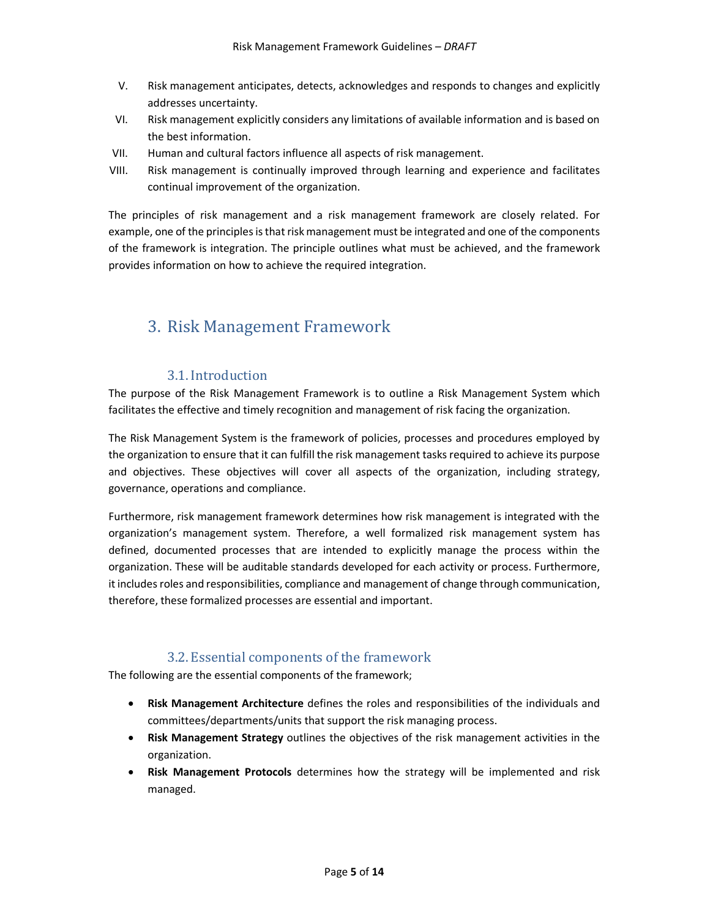V. Risk management anticipates, detects, acknowledges and responds to changes and explicitly addresses uncertainty.
VI. Risk management explicitly considers any limitations of available information and is based on the best information.
VII. Human and cultural factors influence all aspects of risk management.
VIII. Risk management is continually improved through learning and experience and facilitates continual improvement of the organization.

The principles of risk management and a risk management framework are closely related. For example, one of the principles is that risk management must be integrated and one of the components of the framework is integration. The principle outlines what must be achieved, and the framework provides information on how to achieve the required integration.

# 3. Risk Management Framework

## 3.1. Introduction

The purpose of the Risk Management Framework is to outline a Risk Management System which facilitates the effective and timely recognition and management of risk facing the organization.

The Risk Management System is the framework of policies, processes and procedures employed by the organization to ensure that it can fulfill the risk management tasks required to achieve its purpose and objectives. These objectives will cover all aspects of the organization, including strategy, governance, operations and compliance.

Furthermore, risk management framework determines how risk management is integrated with the organization's management system. Therefore, a well formalized risk management system has defined, documented processes that are intended to explicitly manage the process within the organization. These will be auditable standards developed for each activity or process. Furthermore, it includes roles and responsibilities, compliance and management of change through communication, therefore, these formalized processes are essential and important.

## 3.2. Essential components of the framework

The following are the essential components of the framework;

- **Risk Management Architecture** defines the roles and responsibilities of the individuals and committees/departments/units that support the risk managing process.
- **Risk Management Strategy** outlines the objectives of the risk management activities in the organization.
- **Risk Management Protocols** determines how the strategy will be implemented and risk managed.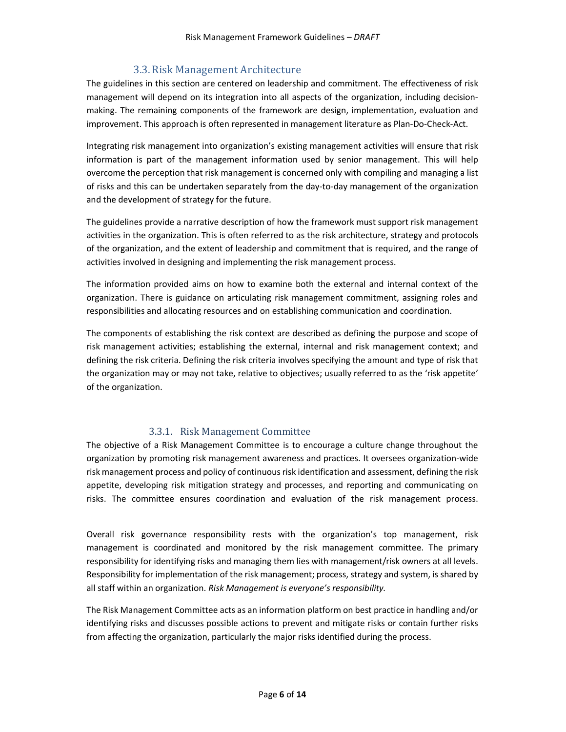## 3.3. Risk Management Architecture

The guidelines in this section are centered on leadership and commitment. The effectiveness of risk management will depend on its integration into all aspects of the organization, including decision-making. The remaining components of the framework are design, implementation, evaluation and improvement. This approach is often represented in management literature as Plan-Do-Check-Act.

Integrating risk management into organization's existing management activities will ensure that risk information is part of the management information used by senior management. This will help overcome the perception that risk management is concerned only with compiling and managing a list of risks and this can be undertaken separately from the day-to-day management of the organization and the development of strategy for the future.

The guidelines provide a narrative description of how the framework must support risk management activities in the organization. This is often referred to as the risk architecture, strategy and protocols of the organization, and the extent of leadership and commitment that is required, and the range of activities involved in designing and implementing the risk management process.

The information provided aims on how to examine both the external and internal context of the organization. There is guidance on articulating risk management commitment, assigning roles and responsibilities and allocating resources and on establishing communication and coordination.

The components of establishing the risk context are described as defining the purpose and scope of risk management activities; establishing the external, internal and risk management context; and defining the risk criteria. Defining the risk criteria involves specifying the amount and type of risk that the organization may or may not take, relative to objectives; usually referred to as the 'risk appetite' of the organization.

### 3.3.1. Risk Management Committee

The objective of a Risk Management Committee is to encourage a culture change throughout the organization by promoting risk management awareness and practices. It oversees organization-wide risk management process and policy of continuous risk identification and assessment, defining the risk appetite, developing risk mitigation strategy and processes, and reporting and communicating on risks. The committee ensures coordination and evaluation of the risk management process.

Overall risk governance responsibility rests with the organization's top management, risk management is coordinated and monitored by the risk management committee. The primary responsibility for identifying risks and managing them lies with management/risk owners at all levels. Responsibility for implementation of the risk management; process, strategy and system, is shared by all staff within an organization. *Risk Management is everyone's responsibility.*

The Risk Management Committee acts as an information platform on best practice in handling and/or identifying risks and discusses possible actions to prevent and mitigate risks or contain further risks from affecting the organization, particularly the major risks identified during the process.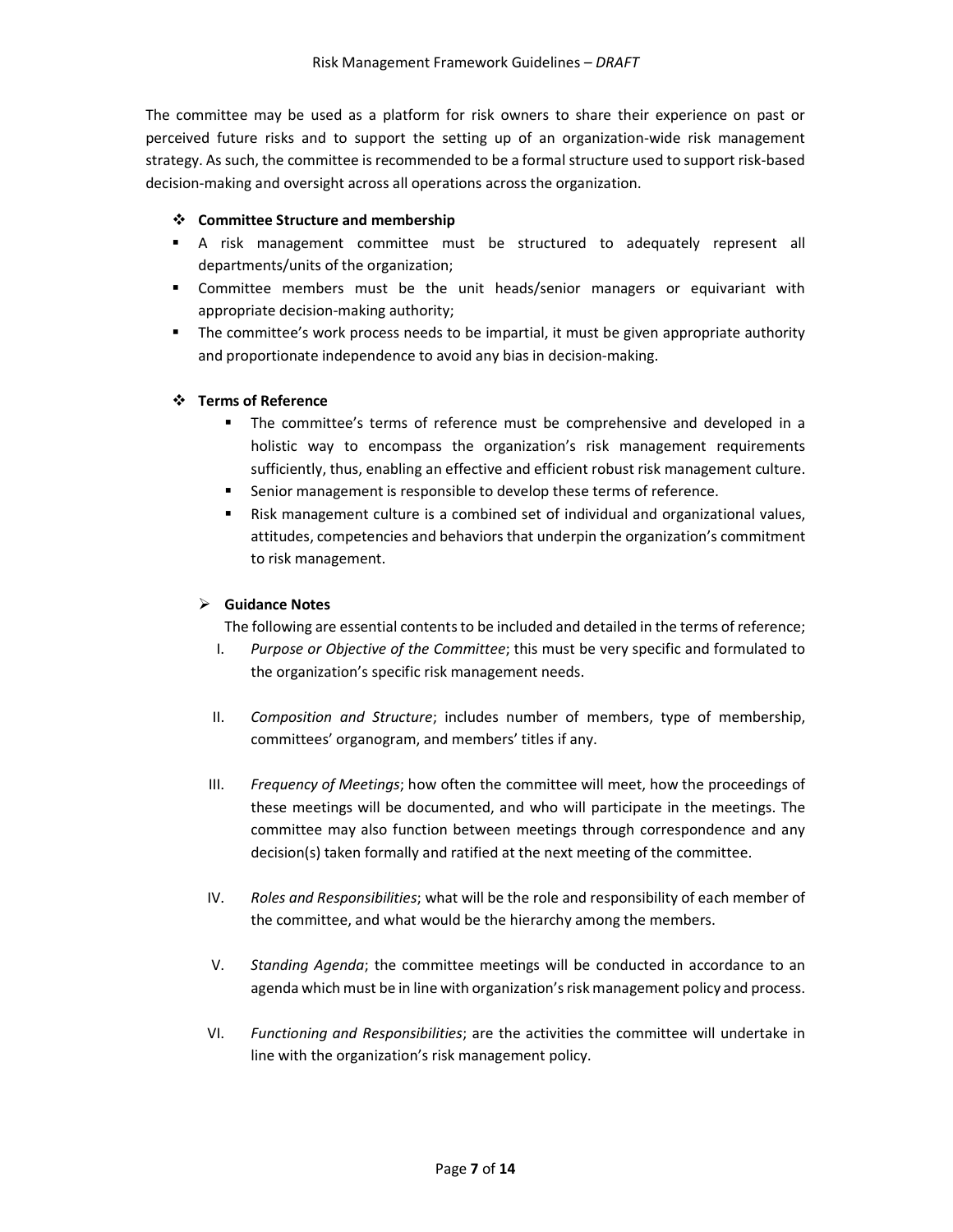The committee may be used as a platform for risk owners to share their experience on past or perceived future risks and to support the setting up of an organization-wide risk management strategy. As such, the committee is recommended to be a formal structure used to support risk-based decision-making and oversight across all operations across the organization.

- **Committee Structure and membership**
  - A risk management committee must be structured to adequately represent all departments/units of the organization;
  - Committee members must be the unit heads/senior managers or equivariant with appropriate decision-making authority;
  - The committee's work process needs to be impartial, it must be given appropriate authority and proportionate independence to avoid any bias in decision-making.

- **Terms of Reference**
  - The committee's terms of reference must be comprehensive and developed in a holistic way to encompass the organization's risk management requirements sufficiently, thus, enabling an effective and efficient robust risk management culture.
  - Senior management is responsible to develop these terms of reference.
  - Risk management culture is a combined set of individual and organizational values, attitudes, competencies and behaviors that underpin the organization's commitment to risk management.

- **Guidance Notes**

  The following are essential contents to be included and detailed in the terms of reference;

  I. *Purpose or Objective of the Committee*; this must be very specific and formulated to the organization's specific risk management needs.

  II. *Composition and Structure*; includes number of members, type of membership, committees' organogram, and members' titles if any.

  III. *Frequency of Meetings*; how often the committee will meet, how the proceedings of these meetings will be documented, and who will participate in the meetings. The committee may also function between meetings through correspondence and any decision(s) taken formally and ratified at the next meeting of the committee.

  IV. *Roles and Responsibilities*; what will be the role and responsibility of each member of the committee, and what would be the hierarchy among the members.

  V. *Standing Agenda*; the committee meetings will be conducted in accordance to an agenda which must be in line with organization's risk management policy and process.

  VI. *Functioning and Responsibilities*; are the activities the committee will undertake in line with the organization's risk management policy.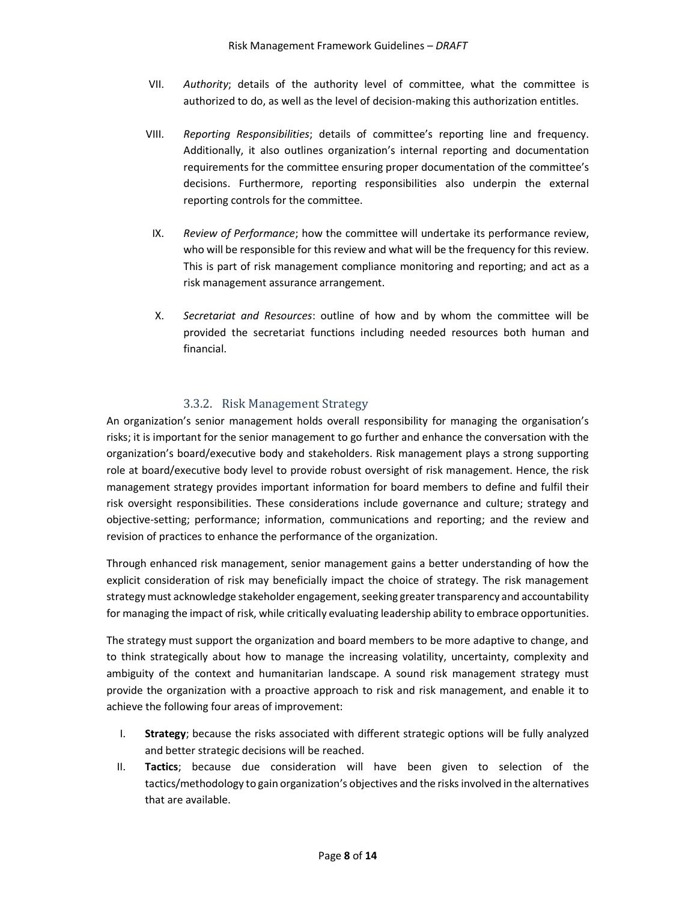VII. *Authority*; details of the authority level of committee, what the committee is authorized to do, as well as the level of decision-making this authorization entitles.

VIII. *Reporting Responsibilities*; details of committee's reporting line and frequency. Additionally, it also outlines organization's internal reporting and documentation requirements for the committee ensuring proper documentation of the committee's decisions. Furthermore, reporting responsibilities also underpin the external reporting controls for the committee.

IX. *Review of Performance*; how the committee will undertake its performance review, who will be responsible for this review and what will be the frequency for this review. This is part of risk management compliance monitoring and reporting; and act as a risk management assurance arrangement.

X. *Secretariat and Resources*: outline of how and by whom the committee will be provided the secretariat functions including needed resources both human and financial.

### 3.3.2. Risk Management Strategy

An organization's senior management holds overall responsibility for managing the organisation's risks; it is important for the senior management to go further and enhance the conversation with the organization's board/executive body and stakeholders. Risk management plays a strong supporting role at board/executive body level to provide robust oversight of risk management. Hence, the risk management strategy provides important information for board members to define and fulfil their risk oversight responsibilities. These considerations include governance and culture; strategy and objective-setting; performance; information, communications and reporting; and the review and revision of practices to enhance the performance of the organization.

Through enhanced risk management, senior management gains a better understanding of how the explicit consideration of risk may beneficially impact the choice of strategy. The risk management strategy must acknowledge stakeholder engagement, seeking greater transparency and accountability for managing the impact of risk, while critically evaluating leadership ability to embrace opportunities.

The strategy must support the organization and board members to be more adaptive to change, and to think strategically about how to manage the increasing volatility, uncertainty, complexity and ambiguity of the context and humanitarian landscape. A sound risk management strategy must provide the organization with a proactive approach to risk and risk management, and enable it to achieve the following four areas of improvement:

I. **Strategy**; because the risks associated with different strategic options will be fully analyzed and better strategic decisions will be reached.

II. **Tactics**; because due consideration will have been given to selection of the tactics/methodology to gain organization's objectives and the risks involved in the alternatives that are available.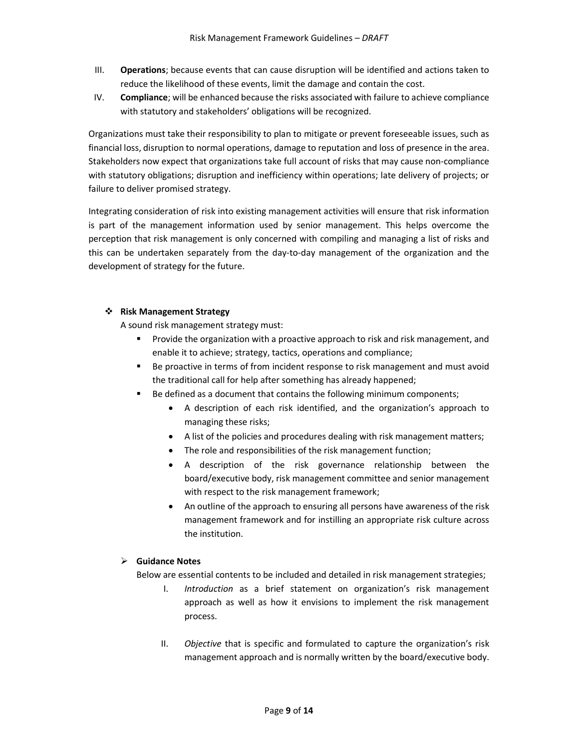III. **Operations**; because events that can cause disruption will be identified and actions taken to reduce the likelihood of these events, limit the damage and contain the cost.

IV. **Compliance**; will be enhanced because the risks associated with failure to achieve compliance with statutory and stakeholders' obligations will be recognized.

Organizations must take their responsibility to plan to mitigate or prevent foreseeable issues, such as financial loss, disruption to normal operations, damage to reputation and loss of presence in the area. Stakeholders now expect that organizations take full account of risks that may cause non-compliance with statutory obligations; disruption and inefficiency within operations; late delivery of projects; or failure to deliver promised strategy.

Integrating consideration of risk into existing management activities will ensure that risk information is part of the management information used by senior management. This helps overcome the perception that risk management is only concerned with compiling and managing a list of risks and this can be undertaken separately from the day-to-day management of the organization and the development of strategy for the future.

- **Risk Management Strategy**

  A sound risk management strategy must:

  - Provide the organization with a proactive approach to risk and risk management, and enable it to achieve; strategy, tactics, operations and compliance;
  - Be proactive in terms of from incident response to risk management and must avoid the traditional call for help after something has already happened;
  - Be defined as a document that contains the following minimum components;
    - A description of each risk identified, and the organization's approach to managing these risks;
    - A list of the policies and procedures dealing with risk management matters;
    - The role and responsibilities of the risk management function;
    - A description of the risk governance relationship between the board/executive body, risk management committee and senior management with respect to the risk management framework;
    - An outline of the approach to ensuring all persons have awareness of the risk management framework and for instilling an appropriate risk culture across the institution.

- **Guidance Notes**

  Below are essential contents to be included and detailed in risk management strategies;

  I. *Introduction* as a brief statement on organization's risk management approach as well as how it envisions to implement the risk management process.

  II. *Objective* that is specific and formulated to capture the organization's risk management approach and is normally written by the board/executive body.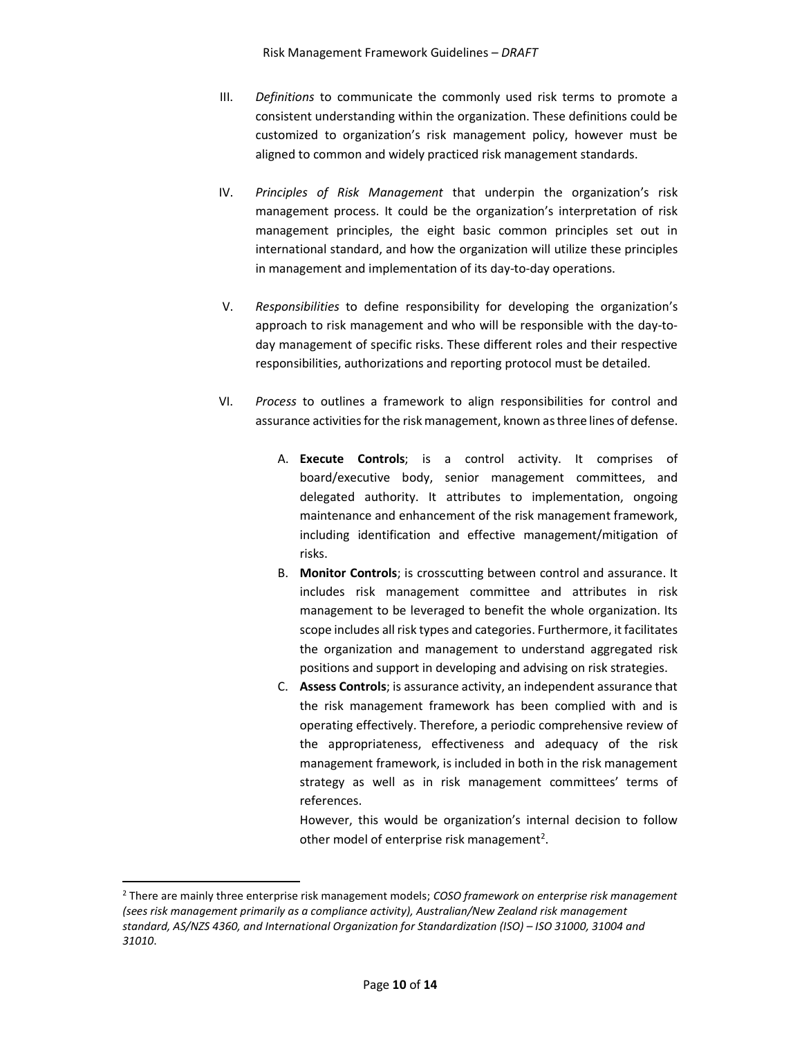III. *Definitions* to communicate the commonly used risk terms to promote a consistent understanding within the organization. These definitions could be customized to organization's risk management policy, however must be aligned to common and widely practiced risk management standards.

IV. *Principles of Risk Management* that underpin the organization's risk management process. It could be the organization's interpretation of risk management principles, the eight basic common principles set out in international standard, and how the organization will utilize these principles in management and implementation of its day-to-day operations.

V. *Responsibilities* to define responsibility for developing the organization's approach to risk management and who will be responsible with the day-to-day management of specific risks. These different roles and their respective responsibilities, authorizations and reporting protocol must be detailed.

VI. *Process* to outlines a framework to align responsibilities for control and assurance activities for the risk management, known as three lines of defense.

   A. **Execute Controls**; is a control activity. It comprises of board/executive body, senior management committees, and delegated authority. It attributes to implementation, ongoing maintenance and enhancement of the risk management framework, including identification and effective management/mitigation of risks.

   B. **Monitor Controls**; is crosscutting between control and assurance. It includes risk management committee and attributes in risk management to be leveraged to benefit the whole organization. Its scope includes all risk types and categories. Furthermore, it facilitates the organization and management to understand aggregated risk positions and support in developing and advising on risk strategies.

   C. **Assess Controls**; is assurance activity, an independent assurance that the risk management framework has been complied with and is operating effectively. Therefore, a periodic comprehensive review of the appropriateness, effectiveness and adequacy of the risk management framework, is included in both in the risk management strategy as well as in risk management committees' terms of references.

      However, this would be organization's internal decision to follow other model of enterprise risk management[2].

---

[2] There are mainly three enterprise risk management models; *COSO framework on enterprise risk management (sees risk management primarily as a compliance activity), Australian/New Zealand risk management standard, AS/NZS 4360, and International Organization for Standardization (ISO) – ISO 31000, 31004 and 31010.*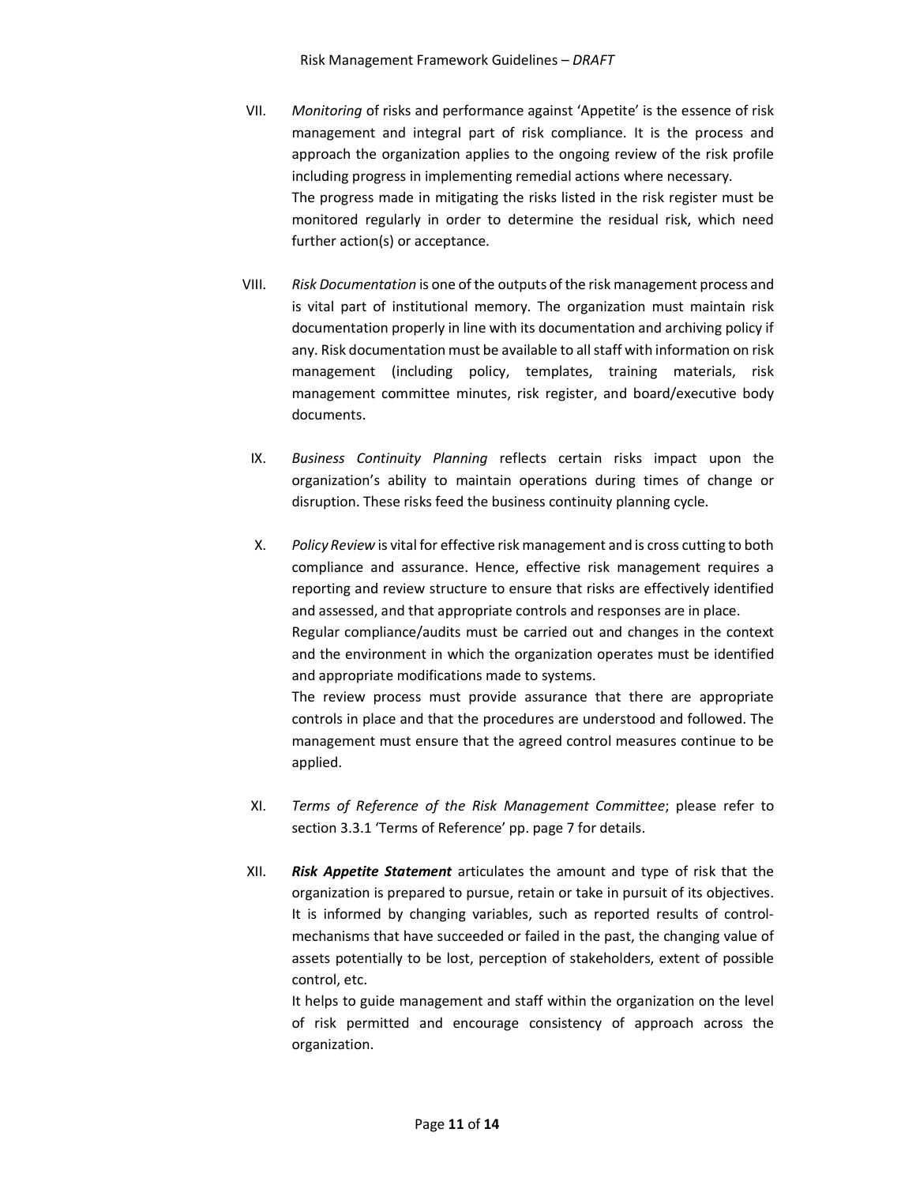VII. *Monitoring* of risks and performance against 'Appetite' is the essence of risk management and integral part of risk compliance. It is the process and approach the organization applies to the ongoing review of the risk profile including progress in implementing remedial actions where necessary.
The progress made in mitigating the risks listed in the risk register must be monitored regularly in order to determine the residual risk, which need further action(s) or acceptance.

VIII. *Risk Documentation* is one of the outputs of the risk management process and is vital part of institutional memory. The organization must maintain risk documentation properly in line with its documentation and archiving policy if any. Risk documentation must be available to all staff with information on risk management (including policy, templates, training materials, risk management committee minutes, risk register, and board/executive body documents.

IX. *Business Continuity Planning* reflects certain risks impact upon the organization's ability to maintain operations during times of change or disruption. These risks feed the business continuity planning cycle.

X. *Policy Review* is vital for effective risk management and is cross cutting to both compliance and assurance. Hence, effective risk management requires a reporting and review structure to ensure that risks are effectively identified and assessed, and that appropriate controls and responses are in place.
Regular compliance/audits must be carried out and changes in the context and the environment in which the organization operates must be identified and appropriate modifications made to systems.
The review process must provide assurance that there are appropriate controls in place and that the procedures are understood and followed. The management must ensure that the agreed control measures continue to be applied.

XI. *Terms of Reference of the Risk Management Committee*; please refer to section 3.3.1 'Terms of Reference' pp. page 7 for details.

XII. ***Risk Appetite Statement*** articulates the amount and type of risk that the organization is prepared to pursue, retain or take in pursuit of its objectives. It is informed by changing variables, such as reported results of control-mechanisms that have succeeded or failed in the past, the changing value of assets potentially to be lost, perception of stakeholders, extent of possible control, etc.
It helps to guide management and staff within the organization on the level of risk permitted and encourage consistency of approach across the organization.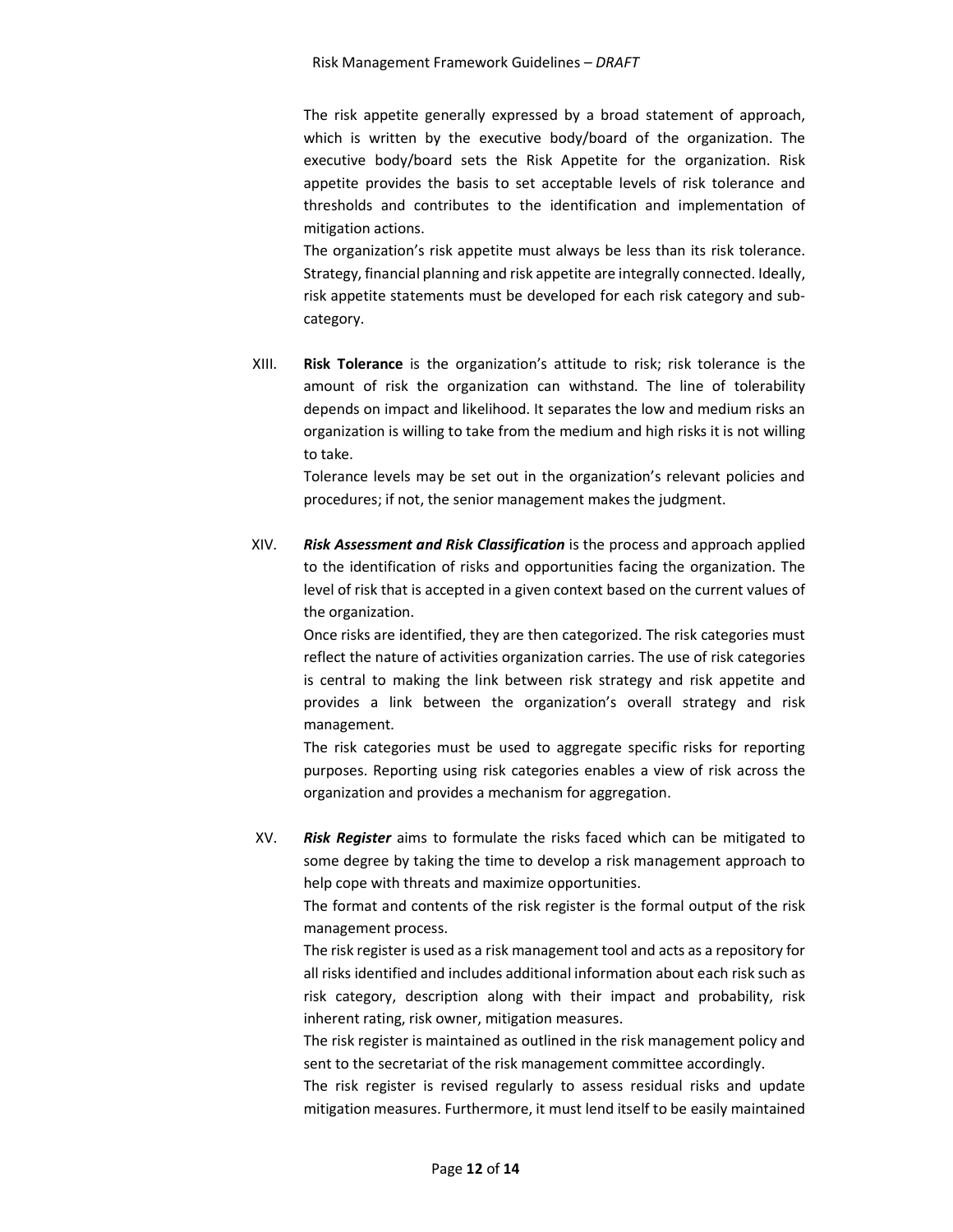The risk appetite generally expressed by a broad statement of approach, which is written by the executive body/board of the organization. The executive body/board sets the Risk Appetite for the organization. Risk appetite provides the basis to set acceptable levels of risk tolerance and thresholds and contributes to the identification and implementation of mitigation actions.

The organization's risk appetite must always be less than its risk tolerance. Strategy, financial planning and risk appetite are integrally connected. Ideally, risk appetite statements must be developed for each risk category and sub-category.

XIII. **Risk Tolerance** is the organization's attitude to risk; risk tolerance is the amount of risk the organization can withstand. The line of tolerability depends on impact and likelihood. It separates the low and medium risks an organization is willing to take from the medium and high risks it is not willing to take.

Tolerance levels may be set out in the organization's relevant policies and procedures; if not, the senior management makes the judgment.

XIV. ***Risk Assessment and Risk Classification*** is the process and approach applied to the identification of risks and opportunities facing the organization. The level of risk that is accepted in a given context based on the current values of the organization.

Once risks are identified, they are then categorized. The risk categories must reflect the nature of activities organization carries. The use of risk categories is central to making the link between risk strategy and risk appetite and provides a link between the organization's overall strategy and risk management.

The risk categories must be used to aggregate specific risks for reporting purposes. Reporting using risk categories enables a view of risk across the organization and provides a mechanism for aggregation.

XV. ***Risk Register*** aims to formulate the risks faced which can be mitigated to some degree by taking the time to develop a risk management approach to help cope with threats and maximize opportunities.

The format and contents of the risk register is the formal output of the risk management process.

The risk register is used as a risk management tool and acts as a repository for all risks identified and includes additional information about each risk such as risk category, description along with their impact and probability, risk inherent rating, risk owner, mitigation measures.

The risk register is maintained as outlined in the risk management policy and sent to the secretariat of the risk management committee accordingly.

The risk register is revised regularly to assess residual risks and update mitigation measures. Furthermore, it must lend itself to be easily maintained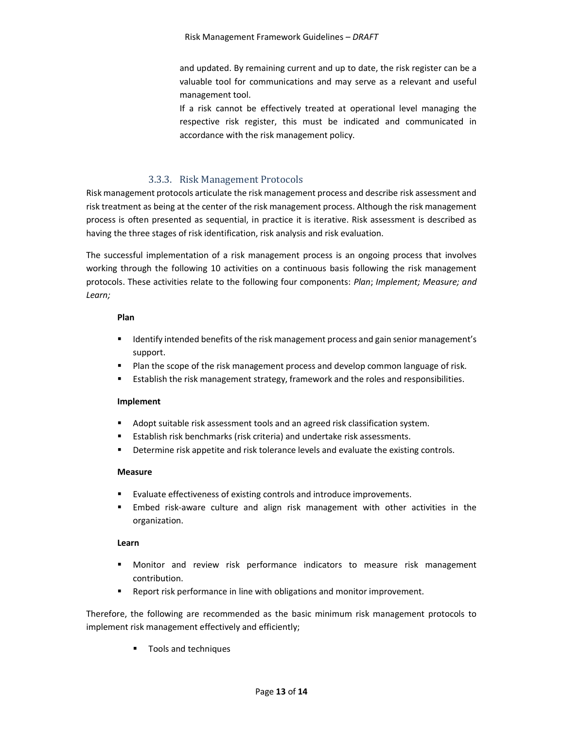and updated. By remaining current and up to date, the risk register can be a valuable tool for communications and may serve as a relevant and useful management tool.

If a risk cannot be effectively treated at operational level managing the respective risk register, this must be indicated and communicated in accordance with the risk management policy.

### 3.3.3. Risk Management Protocols

Risk management protocols articulate the risk management process and describe risk assessment and risk treatment as being at the center of the risk management process. Although the risk management process is often presented as sequential, in practice it is iterative. Risk assessment is described as having the three stages of risk identification, risk analysis and risk evaluation.

The successful implementation of a risk management process is an ongoing process that involves working through the following 10 activities on a continuous basis following the risk management protocols. These activities relate to the following four components: *Plan*; *Implement; Measure; and Learn;*

**Plan**

- Identify intended benefits of the risk management process and gain senior management's support.
- Plan the scope of the risk management process and develop common language of risk.
- Establish the risk management strategy, framework and the roles and responsibilities.

**Implement**

- Adopt suitable risk assessment tools and an agreed risk classification system.
- Establish risk benchmarks (risk criteria) and undertake risk assessments.
- Determine risk appetite and risk tolerance levels and evaluate the existing controls.

**Measure**

- Evaluate effectiveness of existing controls and introduce improvements.
- Embed risk-aware culture and align risk management with other activities in the organization.

**Learn**

- Monitor and review risk performance indicators to measure risk management contribution.
- Report risk performance in line with obligations and monitor improvement.

Therefore, the following are recommended as the basic minimum risk management protocols to implement risk management effectively and efficiently;

- Tools and techniques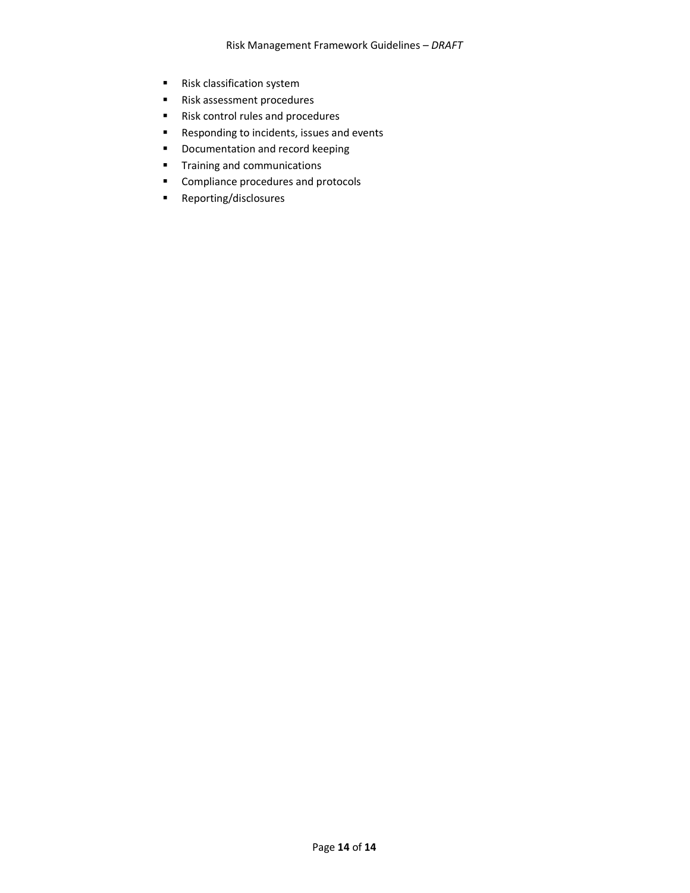- Risk classification system
- Risk assessment procedures
- Risk control rules and procedures
- Responding to incidents, issues and events
- Documentation and record keeping
- Training and communications
- Compliance procedures and protocols
- Reporting/disclosures